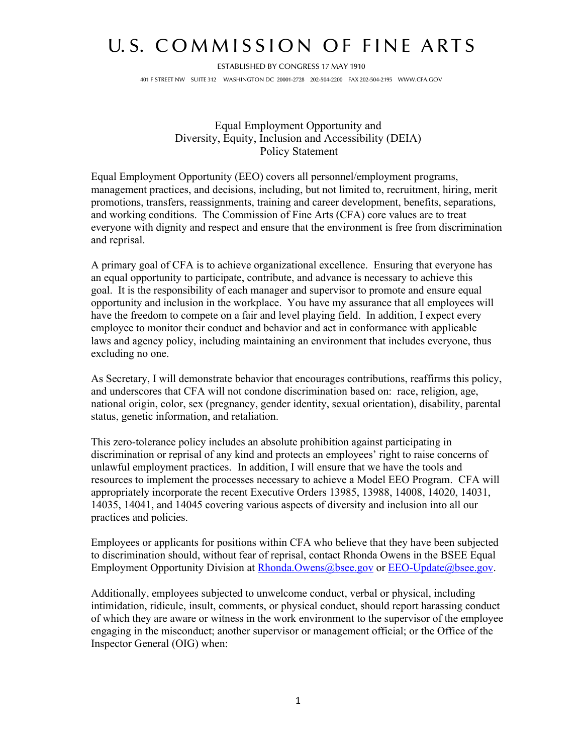# U.S. COMMISSION OF FINE ARTS

ESTABLISHED BY CONGRESS 17 MAY 1910

401 F STREET NW SUITE 312 WASHINGTON DC 20001-2728 202-504-2200 FAX 202-504-2195 WWW.CFA.GOV

## Equal Employment Opportunity and Diversity, Equity, Inclusion and Accessibility (DEIA) Policy Statement

Equal Employment Opportunity (EEO) covers all personnel/employment programs, management practices, and decisions, including, but not limited to, recruitment, hiring, merit promotions, transfers, reassignments, training and career development, benefits, separations, and working conditions. The Commission of Fine Arts (CFA) core values are to treat everyone with dignity and respect and ensure that the environment is free from discrimination and reprisal.

A primary goal of CFA is to achieve organizational excellence. Ensuring that everyone has an equal opportunity to participate, contribute, and advance is necessary to achieve this goal. It is the responsibility of each manager and supervisor to promote and ensure equal opportunity and inclusion in the workplace. You have my assurance that all employees will have the freedom to compete on a fair and level playing field. In addition, I expect every employee to monitor their conduct and behavior and act in conformance with applicable laws and agency policy, including maintaining an environment that includes everyone, thus excluding no one.

As Secretary, I will demonstrate behavior that encourages contributions, reaffirms this policy, and underscores that CFA will not condone discrimination based on: race, religion, age, national origin, color, sex (pregnancy, gender identity, sexual orientation), disability, parental status, genetic information, and retaliation.

This zero-tolerance policy includes an absolute prohibition against participating in discrimination or reprisal of any kind and protects an employees' right to raise concerns of unlawful employment practices. In addition, I will ensure that we have the tools and resources to implement the processes necessary to achieve a Model EEO Program. CFA will appropriately incorporate the recent Executive Orders 13985, 13988, 14008, 14020, 14031, 14035, 14041, and 14045 covering various aspects of diversity and inclusion into all our practices and policies.

Employees or applicants for positions within CFA who believe that they have been subjected to discrimination should, without fear of reprisal, contact Rhonda Owens in the BSEE Equal Employment Opportunity Division at Rhonda.Owens@bsee.gov or EEO-Update@bsee.gov.

Additionally, employees subjected to unwelcome conduct, verbal or physical, including intimidation, ridicule, insult, comments, or physical conduct, should report harassing conduct of which they are aware or witness in the work environment to the supervisor of the employee engaging in the misconduct; another supervisor or management official; or the Office of the Inspector General (OIG) when: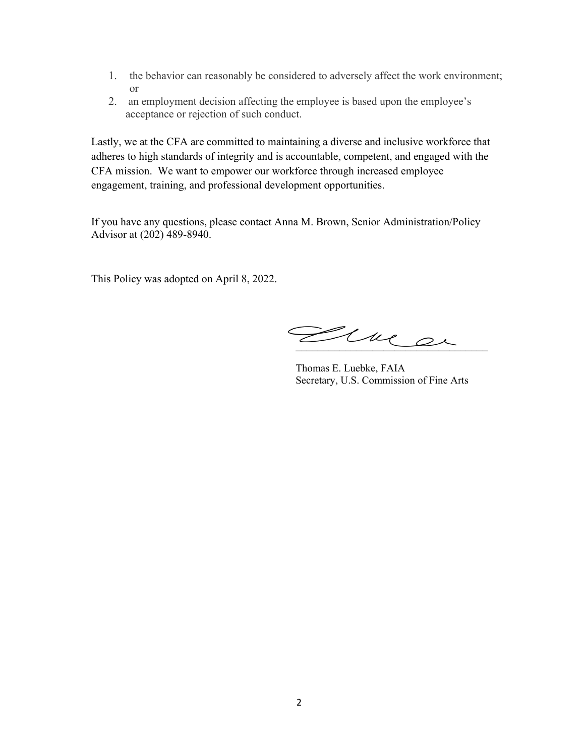1. the behavior can reasonably be considered to adversely affect the work environment; or
2. an employment decision affecting the employee is based upon the employee's acceptance or rejection of such conduct.

Lastly, we at the CFA are committed to maintaining a diverse and inclusive workforce that adheres to high standards of integrity and is accountable, competent, and engaged with the CFA mission. We want to empower our workforce through increased employee engagement, training, and professional development opportunities.

If you have any questions, please contact Anna M. Brown, Senior Administration/Policy Advisor at (202) 489-8940.

This Policy was adopted on April 8, 2022.

Thomas E. Luebke, FAIA
Secretary, U.S. Commission of Fine Arts